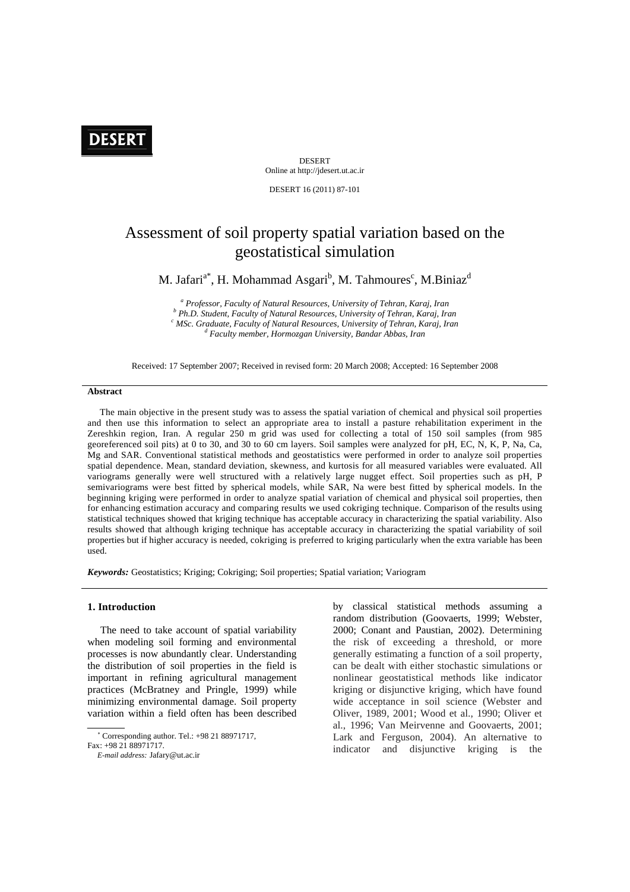DESERT
Online at http://jdesert.ut.ac.ir

DESERT 16 (2011) 87-101

# Assessment of soil property spatial variation based on the geostatistical simulation

M. Jafari[a*], H. Mohammad Asgari[b], M. Tahmoures[c], M.Biniaz[d]

[a] *Professor, Faculty of Natural Resources, University of Tehran, Karaj, Iran*
[b] *Ph.D. Student, Faculty of Natural Resources, University of Tehran, Karaj, Iran*
[c] *MSc. Graduate, Faculty of Natural Resources, University of Tehran, Karaj, Iran*
[d] *Faculty member, Hormozgan University, Bandar Abbas, Iran*

Received: 17 September 2007; Received in revised form: 20 March 2008; Accepted: 16 September 2008

**Abstract**

The main objective in the present study was to assess the spatial variation of chemical and physical soil properties and then use this information to select an appropriate area to install a pasture rehabilitation experiment in the Zereshkin region, Iran. A regular 250 m grid was used for collecting a total of 150 soil samples (from 985 georeferenced soil pits) at 0 to 30, and 30 to 60 cm layers. Soil samples were analyzed for pH, EC, N, K, P, Na, Ca, Mg and SAR. Conventional statistical methods and geostatistics were performed in order to analyze soil properties spatial dependence. Mean, standard deviation, skewness, and kurtosis for all measured variables were evaluated. All variograms generally were well structured with a relatively large nugget effect. Soil properties such as pH, P semivariograms were best fitted by spherical models, while SAR, Na were best fitted by spherical models. In the beginning kriging were performed in order to analyze spatial variation of chemical and physical soil properties, then for enhancing estimation accuracy and comparing results we used cokriging technique. Comparison of the results using statistical techniques showed that kriging technique has acceptable accuracy in characterizing the spatial variability. Also results showed that although kriging technique has acceptable accuracy in characterizing the spatial variability of soil properties but if higher accuracy is needed, cokriging is preferred to kriging particularly when the extra variable has been used.

***Keywords:*** Geostatistics; Kriging; Cokriging; Soil properties; Spatial variation; Variogram

## 1. Introduction

The need to take account of spatial variability when modeling soil forming and environmental processes is now abundantly clear. Understanding the distribution of soil properties in the field is important in refining agricultural management practices (McBratney and Pringle, 1999) while minimizing environmental damage. Soil property variation within a field often has been described by classical statistical methods assuming a random distribution (Goovaerts, 1999; Webster, 2000; Conant and Paustian, 2002). Determining the risk of exceeding a threshold, or more generally estimating a function of a soil property, can be dealt with either stochastic simulations or nonlinear geostatistical methods like indicator kriging or disjunctive kriging, which have found wide acceptance in soil science (Webster and Oliver, 1989, 2001; Wood et al., 1990; Oliver et al., 1996; Van Meirvenne and Goovaerts, 2001; Lark and Ferguson, 2004). An alternative to indicator and disjunctive kriging is the

[*] Corresponding author. Tel.: +98 21 88971717,
Fax: +98 21 88971717.
*E-mail address:* Jafary@ut.ac.ir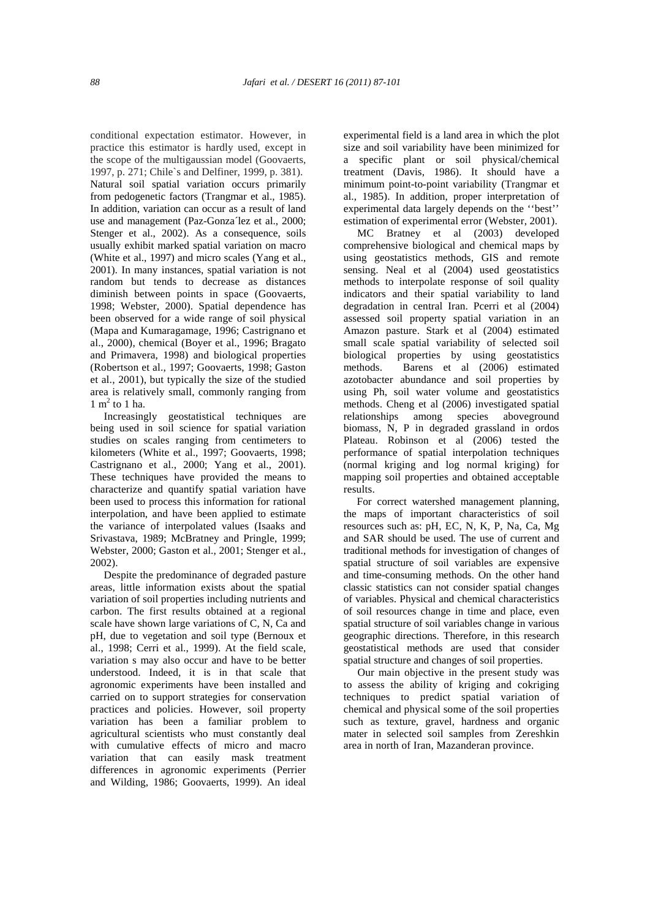conditional expectation estimator. However, in practice this estimator is hardly used, except in the scope of the multigaussian model (Goovaerts, 1997, p. 271; Chile`s and Delfiner, 1999, p. 381).
Natural soil spatial variation occurs primarily from pedogenetic factors (Trangmar et al., 1985). In addition, variation can occur as a result of land use and management (Paz-Gonza´lez et al., 2000; Stenger et al., 2002). As a consequence, soils usually exhibit marked spatial variation on macro (White et al., 1997) and micro scales (Yang et al., 2001). In many instances, spatial variation is not random but tends to decrease as distances diminish between points in space (Goovaerts, 1998; Webster, 2000). Spatial dependence has been observed for a wide range of soil physical (Mapa and Kumaragamage, 1996; Castrignano et al., 2000), chemical (Boyer et al., 1996; Bragato and Primavera, 1998) and biological properties (Robertson et al., 1997; Goovaerts, 1998; Gaston et al., 2001), but typically the size of the studied area is relatively small, commonly ranging from 1 $m^2$ to 1 ha.

Increasingly geostatistical techniques are being used in soil science for spatial variation studies on scales ranging from centimeters to kilometers (White et al., 1997; Goovaerts, 1998; Castrignano et al., 2000; Yang et al., 2001). These techniques have provided the means to characterize and quantify spatial variation have been used to process this information for rational interpolation, and have been applied to estimate the variance of interpolated values (Isaaks and Srivastava, 1989; McBratney and Pringle, 1999; Webster, 2000; Gaston et al., 2001; Stenger et al., 2002).

Despite the predominance of degraded pasture areas, little information exists about the spatial variation of soil properties including nutrients and carbon. The first results obtained at a regional scale have shown large variations of C, N, Ca and pH, due to vegetation and soil type (Bernoux et al., 1998; Cerri et al., 1999). At the field scale, variation s may also occur and have to be better understood. Indeed, it is in that scale that agronomic experiments have been installed and carried on to support strategies for conservation practices and policies. However, soil property variation has been a familiar problem to agricultural scientists who must constantly deal with cumulative effects of micro and macro variation that can easily mask treatment differences in agronomic experiments (Perrier and Wilding, 1986; Goovaerts, 1999). An ideal experimental field is a land area in which the plot size and soil variability have been minimized for a specific plant or soil physical/chemical treatment (Davis, 1986). It should have a minimum point-to-point variability (Trangmar et al., 1985). In addition, proper interpretation of experimental data largely depends on the ''best'' estimation of experimental error (Webster, 2001).

MC Bratney et al (2003) developed comprehensive biological and chemical maps by using geostatistics methods, GIS and remote sensing. Neal et al (2004) used geostatistics methods to interpolate response of soil quality indicators and their spatial variability to land degradation in central Iran. Pcerri et al (2004) assessed soil property spatial variation in an Amazon pasture. Stark et al (2004) estimated small scale spatial variability of selected soil biological properties by using geostatistics methods. Barens et al (2006) estimated azotobacter abundance and soil properties by using Ph, soil water volume and geostatistics methods. Cheng et al (2006) investigated spatial relationships among species aboveground biomass, N, P in degraded grassland in ordos Plateau. Robinson et al (2006) tested the performance of spatial interpolation techniques (normal kriging and log normal kriging) for mapping soil properties and obtained acceptable results.

For correct watershed management planning, the maps of important characteristics of soil resources such as: pH, EC, N, K, P, Na, Ca, Mg and SAR should be used. The use of current and traditional methods for investigation of changes of spatial structure of soil variables are expensive and time-consuming methods. On the other hand classic statistics can not consider spatial changes of variables. Physical and chemical characteristics of soil resources change in time and place, even spatial structure of soil variables change in various geographic directions. Therefore, in this research geostatistical methods are used that consider spatial structure and changes of soil properties.

Our main objective in the present study was to assess the ability of kriging and cokriging techniques to predict spatial variation of chemical and physical some of the soil properties such as texture, gravel, hardness and organic mater in selected soil samples from Zereshkin area in north of Iran, Mazanderan province.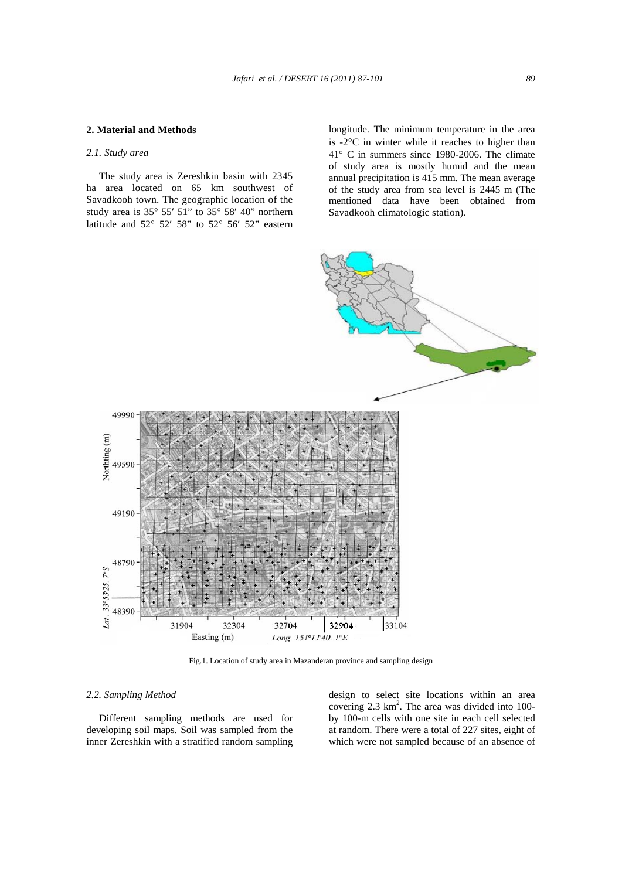## 2. Material and Methods

### 2.1. Study area

The study area is Zereshkin basin with 2345 ha area located on 65 km southwest of Savadkooh town. The geographic location of the study area is 35° 55′ 51" to 35° 58′ 40" northern latitude and 52° 52′ 58" to 52° 56′ 52" eastern longitude. The minimum temperature in the area is -2°C in winter while it reaches to higher than 41° C in summers since 1980-2006. The climate of study area is mostly humid and the mean annual precipitation is 415 mm. The mean average of the study area from sea level is 2445 m (The mentioned data have been obtained from Savadkooh climatologic station).

Fig.1. Location of study area in Mazanderan province and sampling design

### 2.2. Sampling Method

Different sampling methods are used for developing soil maps. Soil was sampled from the inner Zereshkin with a stratified random sampling design to select site locations within an area covering 2.3 km$^2$. The area was divided into 100-by 100-m cells with one site in each cell selected at random. There were a total of 227 sites, eight of which were not sampled because of an absence of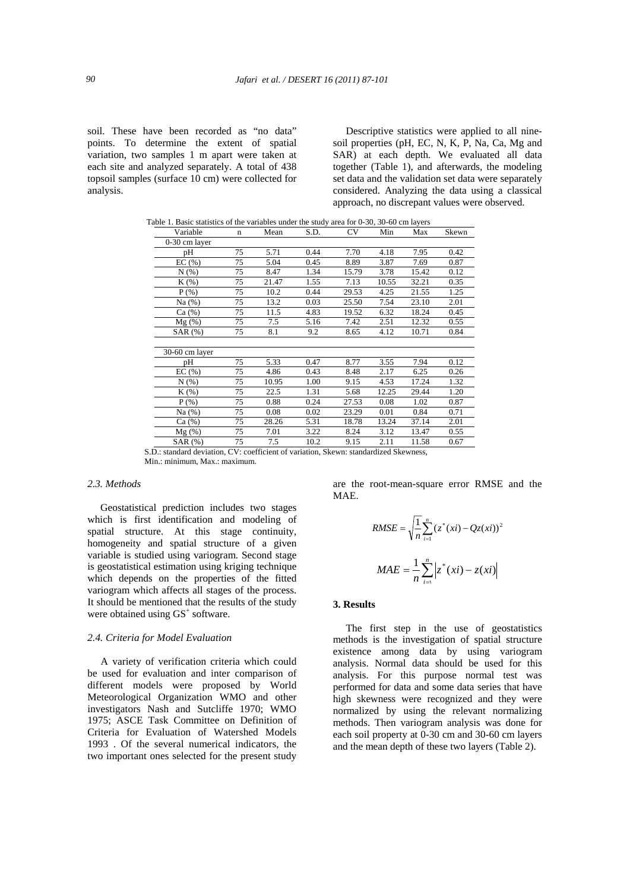soil. These have been recorded as "no data" points. To determine the extent of spatial variation, two samples 1 m apart were taken at each site and analyzed separately. A total of 438 topsoil samples (surface 10 cm) were collected for analysis.

Descriptive statistics were applied to all nine-soil properties (pH, EC, N, K, P, Na, Ca, Mg and SAR) at each depth. We evaluated all data together (Table 1), and afterwards, the modeling set data and the validation set data were separately considered. Analyzing the data using a classical approach, no discrepant values were observed.

Table 1. Basic statistics of the variables under the study area for 0-30, 30-60 cm layers

| Variable | n | Mean | S.D. | CV | Min | Max | Skewn |
|---|---|---|---|---|---|---|---|
| 0-30 cm layer | | | | | | | |
| pH | 75 | 5.71 | 0.44 | 7.70 | 4.18 | 7.95 | 0.42 |
| EC (%) | 75 | 5.04 | 0.45 | 8.89 | 3.87 | 7.69 | 0.87 |
| N (%) | 75 | 8.47 | 1.34 | 15.79 | 3.78 | 15.42 | 0.12 |
| K (%) | 75 | 21.47 | 1.55 | 7.13 | 10.55 | 32.21 | 0.35 |
| P (%) | 75 | 10.2 | 0.44 | 29.53 | 4.25 | 21.55 | 1.25 |
| Na (%) | 75 | 13.2 | 0.03 | 25.50 | 7.54 | 23.10 | 2.01 |
| Ca (%) | 75 | 11.5 | 4.83 | 19.52 | 6.32 | 18.24 | 0.45 |
| Mg (%) | 75 | 7.5 | 5.16 | 7.42 | 2.51 | 12.32 | 0.55 |
| SAR (%) | 75 | 8.1 | 9.2 | 8.65 | 4.12 | 10.71 | 0.84 |
| 30-60 cm layer | | | | | | | |
| pH | 75 | 5.33 | 0.47 | 8.77 | 3.55 | 7.94 | 0.12 |
| EC (%) | 75 | 4.86 | 0.43 | 8.48 | 2.17 | 6.25 | 0.26 |
| N (%) | 75 | 10.95 | 1.00 | 9.15 | 4.53 | 17.24 | 1.32 |
| K (%) | 75 | 22.5 | 1.31 | 5.68 | 12.25 | 29.44 | 1.20 |
| P (%) | 75 | 0.88 | 0.24 | 27.53 | 0.08 | 1.02 | 0.87 |
| Na (%) | 75 | 0.08 | 0.02 | 23.29 | 0.01 | 0.84 | 0.71 |
| Ca (%) | 75 | 28.26 | 5.31 | 18.78 | 13.24 | 37.14 | 2.01 |
| Mg (%) | 75 | 7.01 | 3.22 | 8.24 | 3.12 | 13.47 | 0.55 |
| SAR (%) | 75 | 7.5 | 10.2 | 9.15 | 2.11 | 11.58 | 0.67 |

S.D.: standard deviation, CV: coefficient of variation, Skewn: standardized Skewness, Min.: minimum, Max.: maximum.

### 2.3. Methods

Geostatistical prediction includes two stages which is first identification and modeling of spatial structure. At this stage continuity, homogeneity and spatial structure of a given variable is studied using variogram. Second stage is geostatistical estimation using kriging technique which depends on the properties of the fitted variogram which affects all stages of the process. It should be mentioned that the results of the study were obtained using $GS^{+}$ software.

### 2.4. Criteria for Model Evaluation

A variety of verification criteria which could be used for evaluation and inter comparison of different models were proposed by World Meteorological Organization WMO and other investigators Nash and Sutcliffe 1970; WMO 1975; ASCE Task Committee on Definition of Criteria for Evaluation of Watershed Models 1993 . Of the several numerical indicators, the two important ones selected for the present study are the root-mean-square error RMSE and the MAE.

$$RMSE = \sqrt{\frac{1}{n}\sum_{i=1}^{n}(z^{*}(xi) - Qz(xi))^{2}}$$

$$MAE = \frac{1}{n}\sum_{i=1}^{n}\left|z^{*}(xi) - z(xi)\right|$$

## 3. Results

The first step in the use of geostatistics methods is the investigation of spatial structure existence among data by using variogram analysis. Normal data should be used for this analysis. For this purpose normal test was performed for data and some data series that have high skewness were recognized and they were normalized by using the relevant normalizing methods. Then variogram analysis was done for each soil property at 0-30 cm and 30-60 cm layers and the mean depth of these two layers (Table 2).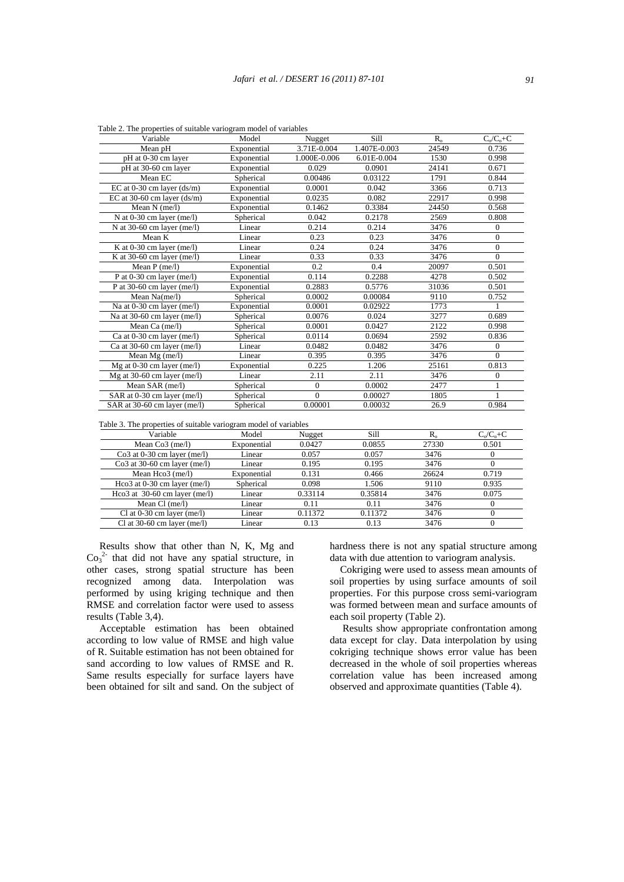Table 2. The properties of suitable variogram model of variables

| Variable | Model | Nugget | Sill | $R_o$ | $C_o/C_o+C$ |
|---|---|---|---|---|---|
| Mean pH | Exponential | 3.71E-0.004 | 1.407E-0.003 | 24549 | 0.736 |
| pH at 0-30 cm layer | Exponential | 1.000E-0.006 | 6.01E-0.004 | 1530 | 0.998 |
| pH at 30-60 cm layer | Exponential | 0.029 | 0.0901 | 24141 | 0.671 |
| Mean EC | Spherical | 0.00486 | 0.03122 | 1791 | 0.844 |
| EC at 0-30 cm layer (ds/m) | Exponential | 0.0001 | 0.042 | 3366 | 0.713 |
| EC at 30-60 cm layer (ds/m) | Exponential | 0.0235 | 0.082 | 22917 | 0.998 |
| Mean N (me/l) | Exponential | 0.1462 | 0.3384 | 24450 | 0.568 |
| N at 0-30 cm layer (me/l) | Spherical | 0.042 | 0.2178 | 2569 | 0.808 |
| N at 30-60 cm layer (me/l) | Linear | 0.214 | 0.214 | 3476 | 0 |
| Mean K | Linear | 0.23 | 0.23 | 3476 | 0 |
| K at 0-30 cm layer (me/l) | Linear | 0.24 | 0.24 | 3476 | 0 |
| K at 30-60 cm layer (me/l) | Linear | 0.33 | 0.33 | 3476 | 0 |
| Mean P (me/l) | Exponential | 0.2 | 0.4 | 20097 | 0.501 |
| P at 0-30 cm layer (me/l) | Exponential | 0.114 | 0.2288 | 4278 | 0.502 |
| P at 30-60 cm layer (me/l) | Exponential | 0.2883 | 0.5776 | 31036 | 0.501 |
| Mean Na(me/l) | Spherical | 0.0002 | 0.00084 | 9110 | 0.752 |
| Na at 0-30 cm layer (me/l) | Exponential | 0.0001 | 0.02922 | 1773 | 1 |
| Na at 30-60 cm layer (me/l) | Spherical | 0.0076 | 0.024 | 3277 | 0.689 |
| Mean Ca (me/l) | Spherical | 0.0001 | 0.0427 | 2122 | 0.998 |
| Ca at 0-30 cm layer (me/l) | Spherical | 0.0114 | 0.0694 | 2592 | 0.836 |
| Ca at 30-60 cm layer (me/l) | Linear | 0.0482 | 0.0482 | 3476 | 0 |
| Mean Mg (me/l) | Linear | 0.395 | 0.395 | 3476 | 0 |
| Mg at 0-30 cm layer (me/l) | Exponential | 0.225 | 1.206 | 25161 | 0.813 |
| Mg at 30-60 cm layer (me/l) | Linear | 2.11 | 2.11 | 3476 | 0 |
| Mean SAR (me/l) | Spherical | 0 | 0.0002 | 2477 | 1 |
| SAR at 0-30 cm layer (me/l) | Spherical | 0 | 0.00027 | 1805 | 1 |
| SAR at 30-60 cm layer (me/l) | Spherical | 0.00001 | 0.00032 | 26.9 | 0.984 |

Table 3. The properties of suitable variogram model of variables

| Variable | Model | Nugget | Sill | $R_o$ | $C_o/C_o+C$ |
|---|---|---|---|---|---|
| Mean Co3 (me/l) | Exponential | 0.0427 | 0.0855 | 27330 | 0.501 |
| Co3 at 0-30 cm layer (me/l) | Linear | 0.057 | 0.057 | 3476 | 0 |
| Co3 at 30-60 cm layer (me/l) | Linear | 0.195 | 0.195 | 3476 | 0 |
| Mean Hco3 (me/l) | Exponential | 0.131 | 0.466 | 26624 | 0.719 |
| Hco3 at 0-30 cm layer (me/l) | Spherical | 0.098 | 1.506 | 9110 | 0.935 |
| Hco3 at 30-60 cm layer (me/l) | Linear | 0.33114 | 0.35814 | 3476 | 0.075 |
| Mean Cl (me/l) | Linear | 0.11 | 0.11 | 3476 | 0 |
| Cl at 0-30 cm layer (me/l) | Linear | 0.11372 | 0.11372 | 3476 | 0 |
| Cl at 30-60 cm layer (me/l) | Linear | 0.13 | 0.13 | 3476 | 0 |

Results show that other than N, K, Mg and $Co_3^{2-}$ that did not have any spatial structure, in other cases, strong spatial structure has been recognized among data. Interpolation was performed by using kriging technique and then RMSE and correlation factor were used to assess results (Table 3,4).

Acceptable estimation has been obtained according to low value of RMSE and high value of R. Suitable estimation has not been obtained for sand according to low values of RMSE and R. Same results especially for surface layers have been obtained for silt and sand. On the subject of hardness there is not any spatial structure among data with due attention to variogram analysis.

Cokriging were used to assess mean amounts of soil properties by using surface amounts of soil properties. For this purpose cross semi-variogram was formed between mean and surface amounts of each soil property (Table 2).

Results show appropriate confrontation among data except for clay. Data interpolation by using cokriging technique shows error value has been decreased in the whole of soil properties whereas correlation value has been increased among observed and approximate quantities (Table 4).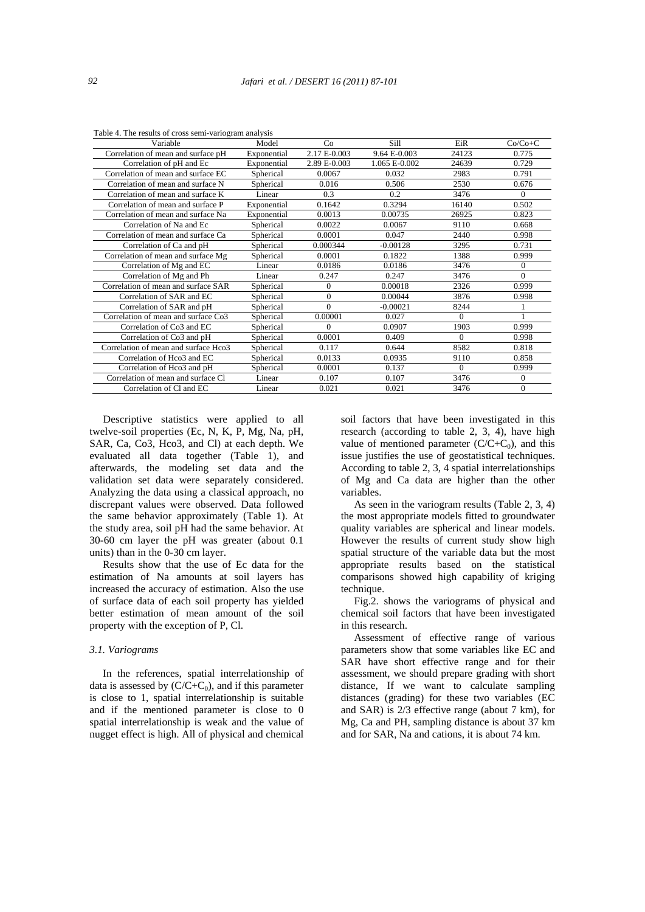Table 4. The results of cross semi-variogram analysis

| Variable | Model | Co | Sill | EiR | Co/Co+C |
|---|---|---|---|---|---|
| Correlation of mean and surface pH | Exponential | 2.17 E-0.003 | 9.64 E-0.003 | 24123 | 0.775 |
| Correlation of pH and Ec | Exponential | 2.89 E-0.003 | 1.065 E-0.002 | 24639 | 0.729 |
| Correlation of mean and surface EC | Spherical | 0.0067 | 0.032 | 2983 | 0.791 |
| Correlation of mean and surface N | Spherical | 0.016 | 0.506 | 2530 | 0.676 |
| Correlation of mean and surface K | Linear | 0.3 | 0.2 | 3476 | 0 |
| Correlation of mean and surface P | Exponential | 0.1642 | 0.3294 | 16140 | 0.502 |
| Correlation of mean and surface Na | Exponential | 0.0013 | 0.00735 | 26925 | 0.823 |
| Correlation of Na and Ec | Spherical | 0.0022 | 0.0067 | 9110 | 0.668 |
| Correlation of mean and surface Ca | Spherical | 0.0001 | 0.047 | 2440 | 0.998 |
| Correlation of Ca and pH | Spherical | 0.000344 | -0.00128 | 3295 | 0.731 |
| Correlation of mean and surface Mg | Spherical | 0.0001 | 0.1822 | 1388 | 0.999 |
| Correlation of Mg and EC | Linear | 0.0186 | 0.0186 | 3476 | 0 |
| Correlation of Mg and Ph | Linear | 0.247 | 0.247 | 3476 | 0 |
| Correlation of mean and surface SAR | Spherical | 0 | 0.00018 | 2326 | 0.999 |
| Correlation of SAR and EC | Spherical | 0 | 0.00044 | 3876 | 0.998 |
| Correlation of SAR and pH | Spherical | 0 | -0.00021 | 8244 | 1 |
| Correlation of mean and surface Co3 | Spherical | 0.00001 | 0.027 | 0 | 1 |
| Correlation of Co3 and EC | Spherical | 0 | 0.0907 | 1903 | 0.999 |
| Correlation of Co3 and pH | Spherical | 0.0001 | 0.409 | 0 | 0.998 |
| Correlation of mean and surface Hco3 | Spherical | 0.117 | 0.644 | 8582 | 0.818 |
| Correlation of Hco3 and EC | Spherical | 0.0133 | 0.0935 | 9110 | 0.858 |
| Correlation of Hco3 and pH | Spherical | 0.0001 | 0.137 | 0 | 0.999 |
| Correlation of mean and surface Cl | Linear | 0.107 | 0.107 | 3476 | 0 |
| Correlation of Cl and EC | Linear | 0.021 | 0.021 | 3476 | 0 |

Descriptive statistics were applied to all twelve-soil properties (Ec, N, K, P, Mg, Na, pH, SAR, Ca, Co3, Hco3, and Cl) at each depth. We evaluated all data together (Table 1), and afterwards, the modeling set data and the validation set data were separately considered. Analyzing the data using a classical approach, no discrepant values were observed. Data followed the same behavior approximately (Table 1). At the study area, soil pH had the same behavior. At 30-60 cm layer the pH was greater (about 0.1 units) than in the 0-30 cm layer.

Results show that the use of Ec data for the estimation of Na amounts at soil layers has increased the accuracy of estimation. Also the use of surface data of each soil property has yielded better estimation of mean amount of the soil property with the exception of P, Cl.

### 3.1. Variograms

In the references, spatial interrelationship of data is assessed by $(C/C+C_0)$, and if this parameter is close to 1, spatial interrelationship is suitable and if the mentioned parameter is close to 0 spatial interrelationship is weak and the value of nugget effect is high. All of physical and chemical soil factors that have been investigated in this research (according to table 2, 3, 4), have high value of mentioned parameter $(C/C+C_0)$, and this issue justifies the use of geostatistical techniques. According to table 2, 3, 4 spatial interrelationships of Mg and Ca data are higher than the other variables.

As seen in the variogram results (Table 2, 3, 4) the most appropriate models fitted to groundwater quality variables are spherical and linear models. However the results of current study show high spatial structure of the variable data but the most appropriate results based on the statistical comparisons showed high capability of kriging technique.

Fig.2. shows the variograms of physical and chemical soil factors that have been investigated in this research.

Assessment of effective range of various parameters show that some variables like EC and SAR have short effective range and for their assessment, we should prepare grading with short distance, If we want to calculate sampling distances (grading) for these two variables (EC and SAR) is 2/3 effective range (about 7 km), for Mg, Ca and PH, sampling distance is about 37 km and for SAR, Na and cations, it is about 74 km.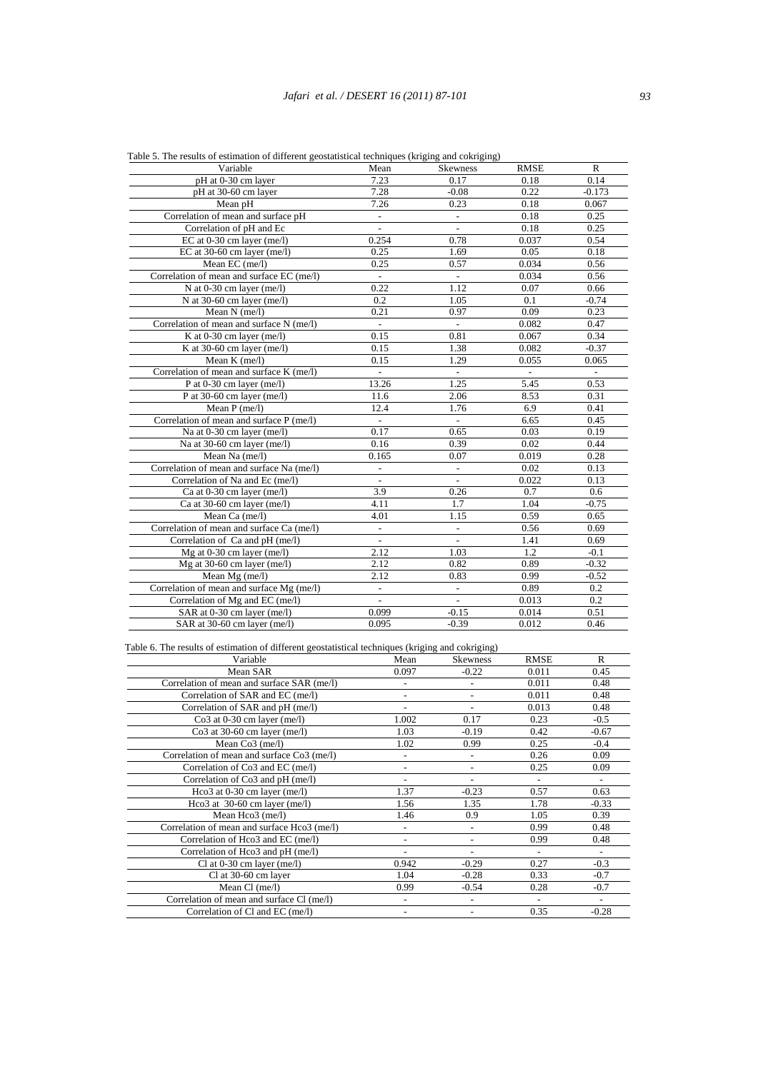Table 5. The results of estimation of different geostatistical techniques (kriging and cokriging)

| Variable | Mean | Skewness | RMSE | R |
|---|---|---|---|---|
| pH at 0-30 cm layer | 7.23 | 0.17 | 0.18 | 0.14 |
| pH at 30-60 cm layer | 7.28 | -0.08 | 0.22 | -0.173 |
| Mean pH | 7.26 | 0.23 | 0.18 | 0.067 |
| Correlation of mean and surface pH | - | - | 0.18 | 0.25 |
| Correlation of pH and Ec | - | - | 0.18 | 0.25 |
| EC at 0-30 cm layer (me/l) | 0.254 | 0.78 | 0.037 | 0.54 |
| EC at 30-60 cm layer (me/l) | 0.25 | 1.69 | 0.05 | 0.18 |
| Mean EC (me/l) | 0.25 | 0.57 | 0.034 | 0.56 |
| Correlation of mean and surface EC (me/l) | - | - | 0.034 | 0.56 |
| N at 0-30 cm layer (me/l) | 0.22 | 1.12 | 0.07 | 0.66 |
| N at 30-60 cm layer (me/l) | 0.2 | 1.05 | 0.1 | -0.74 |
| Mean N (me/l) | 0.21 | 0.97 | 0.09 | 0.23 |
| Correlation of mean and surface N (me/l) | - | - | 0.082 | 0.47 |
| K at 0-30 cm layer (me/l) | 0.15 | 0.81 | 0.067 | 0.34 |
| K at 30-60 cm layer (me/l) | 0.15 | 1.38 | 0.082 | -0.37 |
| Mean K (me/l) | 0.15 | 1.29 | 0.055 | 0.065 |
| Correlation of mean and surface K (me/l) | - | - | - | - |
| P at 0-30 cm layer (me/l) | 13.26 | 1.25 | 5.45 | 0.53 |
| P at 30-60 cm layer (me/l) | 11.6 | 2.06 | 8.53 | 0.31 |
| Mean P (me/l) | 12.4 | 1.76 | 6.9 | 0.41 |
| Correlation of mean and surface P (me/l) | - | - | 6.65 | 0.45 |
| Na at 0-30 cm layer (me/l) | 0.17 | 0.65 | 0.03 | 0.19 |
| Na at 30-60 cm layer (me/l) | 0.16 | 0.39 | 0.02 | 0.44 |
| Mean Na (me/l) | 0.165 | 0.07 | 0.019 | 0.28 |
| Correlation of mean and surface Na (me/l) | - | - | 0.02 | 0.13 |
| Correlation of Na and Ec (me/l) | - | - | 0.022 | 0.13 |
| Ca at 0-30 cm layer (me/l) | 3.9 | 0.26 | 0.7 | 0.6 |
| Ca at 30-60 cm layer (me/l) | 4.11 | 1.7 | 1.04 | -0.75 |
| Mean Ca (me/l) | 4.01 | 1.15 | 0.59 | 0.65 |
| Correlation of mean and surface Ca (me/l) | - | - | 0.56 | 0.69 |
| Correlation of Ca and pH (me/l) | - | - | 1.41 | 0.69 |
| Mg at 0-30 cm layer (me/l) | 2.12 | 1.03 | 1.2 | -0.1 |
| Mg at 30-60 cm layer (me/l) | 2.12 | 0.82 | 0.89 | -0.32 |
| Mean Mg (me/l) | 2.12 | 0.83 | 0.99 | -0.52 |
| Correlation of mean and surface Mg (me/l) | - | - | 0.89 | 0.2 |
| Correlation of Mg and EC (me/l) | - | - | 0.013 | 0.2 |
| SAR at 0-30 cm layer (me/l) | 0.099 | -0.15 | 0.014 | 0.51 |
| SAR at 30-60 cm layer (me/l) | 0.095 | -0.39 | 0.012 | 0.46 |

Table 6. The results of estimation of different geostatistical techniques (kriging and cokriging)

| Variable | Mean | Skewness | RMSE | R |
|---|---|---|---|---|
| Mean SAR | 0.097 | -0.22 | 0.011 | 0.45 |
| Correlation of mean and surface SAR (me/l) | - | - | 0.011 | 0.48 |
| Correlation of SAR and EC (me/l) | - | - | 0.011 | 0.48 |
| Correlation of SAR and pH (me/l) | - | - | 0.013 | 0.48 |
| Co3 at 0-30 cm layer (me/l) | 1.002 | 0.17 | 0.23 | -0.5 |
| Co3 at 30-60 cm layer (me/l) | 1.03 | -0.19 | 0.42 | -0.67 |
| Mean Co3 (me/l) | 1.02 | 0.99 | 0.25 | -0.4 |
| Correlation of mean and surface Co3 (me/l) | - | - | 0.26 | 0.09 |
| Correlation of Co3 and EC (me/l) | - | - | 0.25 | 0.09 |
| Correlation of Co3 and pH (me/l) | - | - | - | - |
| Hco3 at 0-30 cm layer (me/l) | 1.37 | -0.23 | 0.57 | 0.63 |
| Hco3 at 30-60 cm layer (me/l) | 1.56 | 1.35 | 1.78 | -0.33 |
| Mean Hco3 (me/l) | 1.46 | 0.9 | 1.05 | 0.39 |
| Correlation of mean and surface Hco3 (me/l) | - | - | 0.99 | 0.48 |
| Correlation of Hco3 and EC (me/l) | - | - | 0.99 | 0.48 |
| Correlation of Hco3 and pH (me/l) | - | - | - | - |
| Cl at 0-30 cm layer (me/l) | 0.942 | -0.29 | 0.27 | -0.3 |
| Cl at 30-60 cm layer | 1.04 | -0.28 | 0.33 | -0.7 |
| Mean Cl (me/l) | 0.99 | -0.54 | 0.28 | -0.7 |
| Correlation of mean and surface Cl (me/l) | - | - | - | - |
| Correlation of Cl and EC (me/l) | - | - | 0.35 | -0.28 |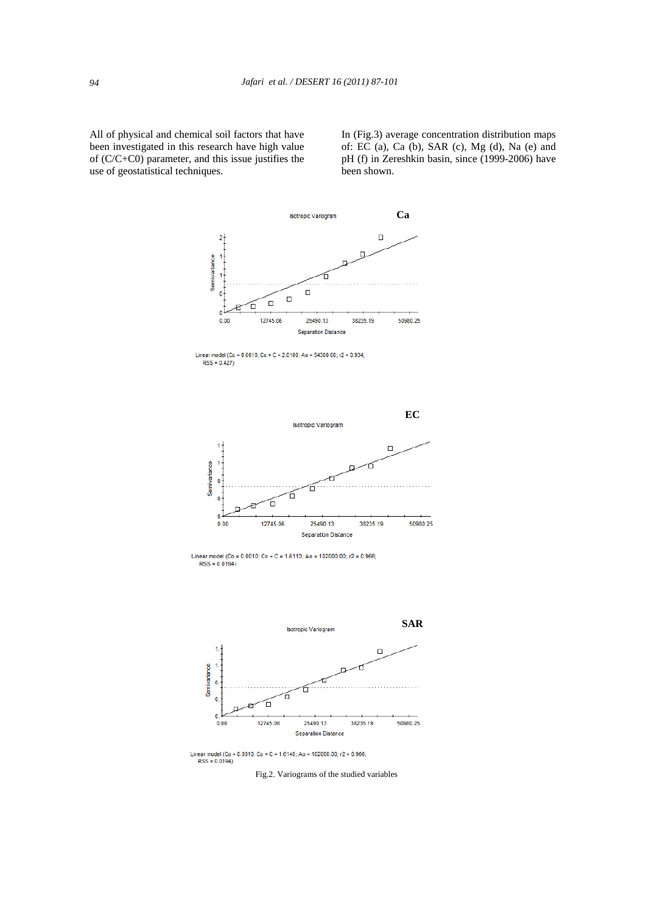All of physical and chemical soil factors that have been investigated in this research have high value of (C/C+C0) parameter, and this issue justifies the use of geostatistical techniques.

In (Fig.3) average concentration distribution maps of: EC (a), Ca (b), SAR (c), Mg (d), Na (e) and pH (f) in Zereshkin basin, since (1999-2006) have been shown.

**Ca**

Isotropic Variogram

Linear model (Co = 0.0010; Co + C = 2.0100; Ao = 54300.00; r2 = 0.934; RSS = 0.427)

**EC**

Isotropic Variogram

Linear model (Co = 0.0010; Co + C = 1.6110; Ao = 102000.00; r2 = 0.966; RSS = 0.0194)

**SAR**

Isotropic Variogram

Linear model (Co = 0.0010; Co + C = 1.6140; Ao = 102000.00; r2 = 0.966; RSS = 0.0194)

Fig.2. Variograms of the studied variables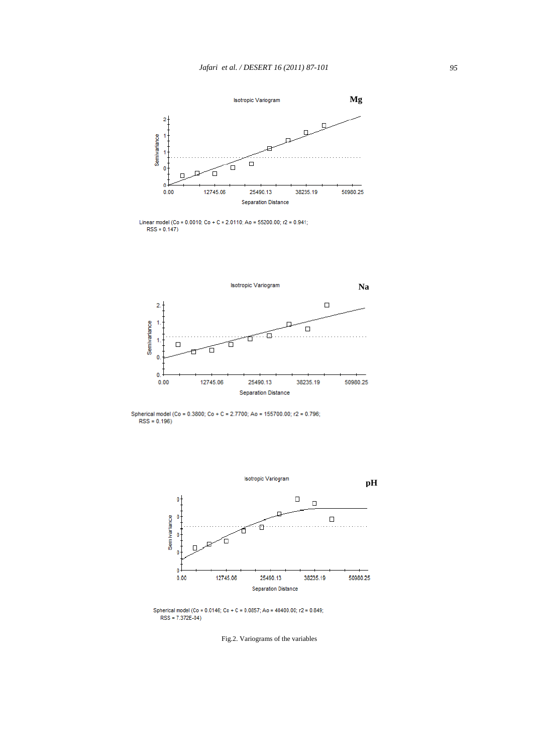Isotropic Variogram

**Mg**

Linear model (Co = 0.0010; Co + C = 2.0110; Ao = 55200.00; r2 = 0.941; RSS = 0.147)

Isotropic Variogram

**Na**

Spherical model (Co = 0.3800; Co + C = 2.7700; Ao = 155700.00; r2 = 0.796; RSS = 0.196)

Isotropic Variogram

**pH**

Spherical model (Co = 0.0146; Co + C = 0.0857; Ao = 40400.00; r2 = 0.849; RSS = 7.372E-04)

Fig.2. Variograms of the variables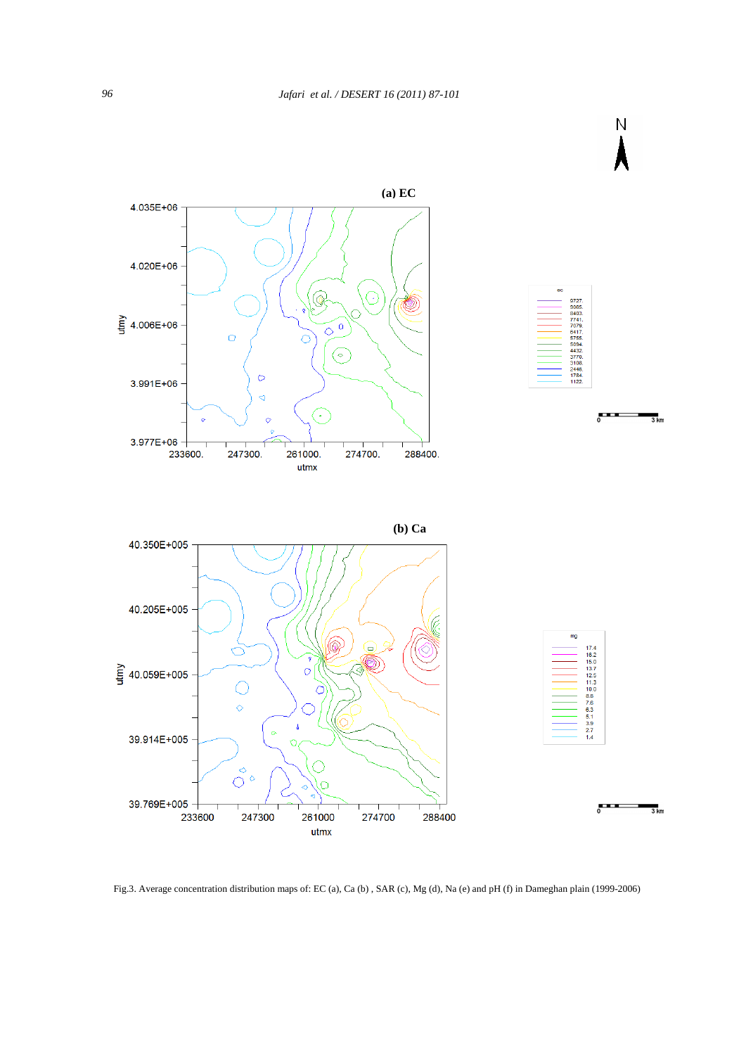Fig.3. Average concentration distribution maps of: EC (a), Ca (b) , SAR (c), Mg (d), Na (e) and pH (f) in Dameghan plain (1999-2006)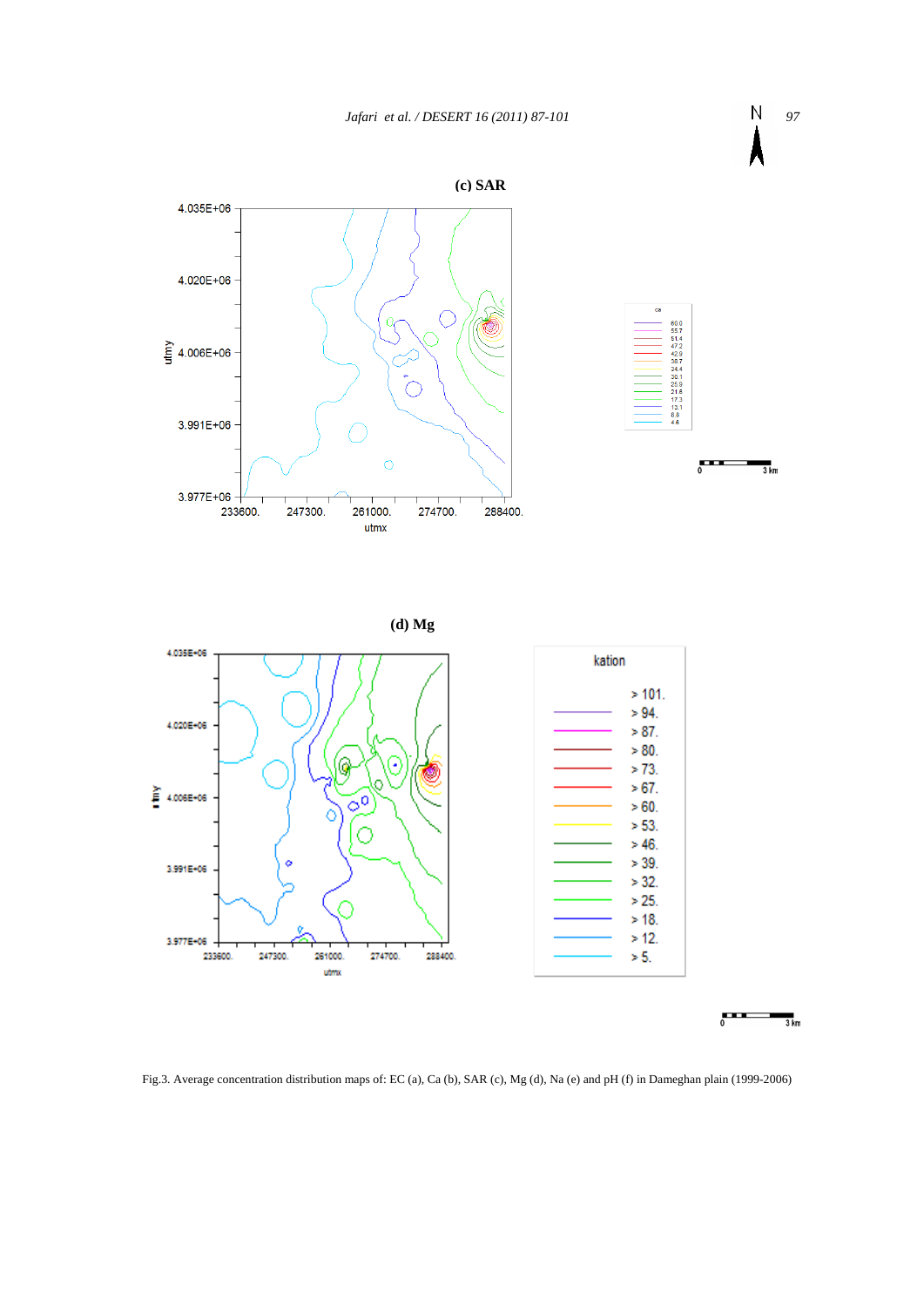**(c) SAR**

**(d) Mg**

Fig.3. Average concentration distribution maps of: EC (a), Ca (b), SAR (c), Mg (d), Na (e) and pH (f) in Dameghan plain (1999-2006)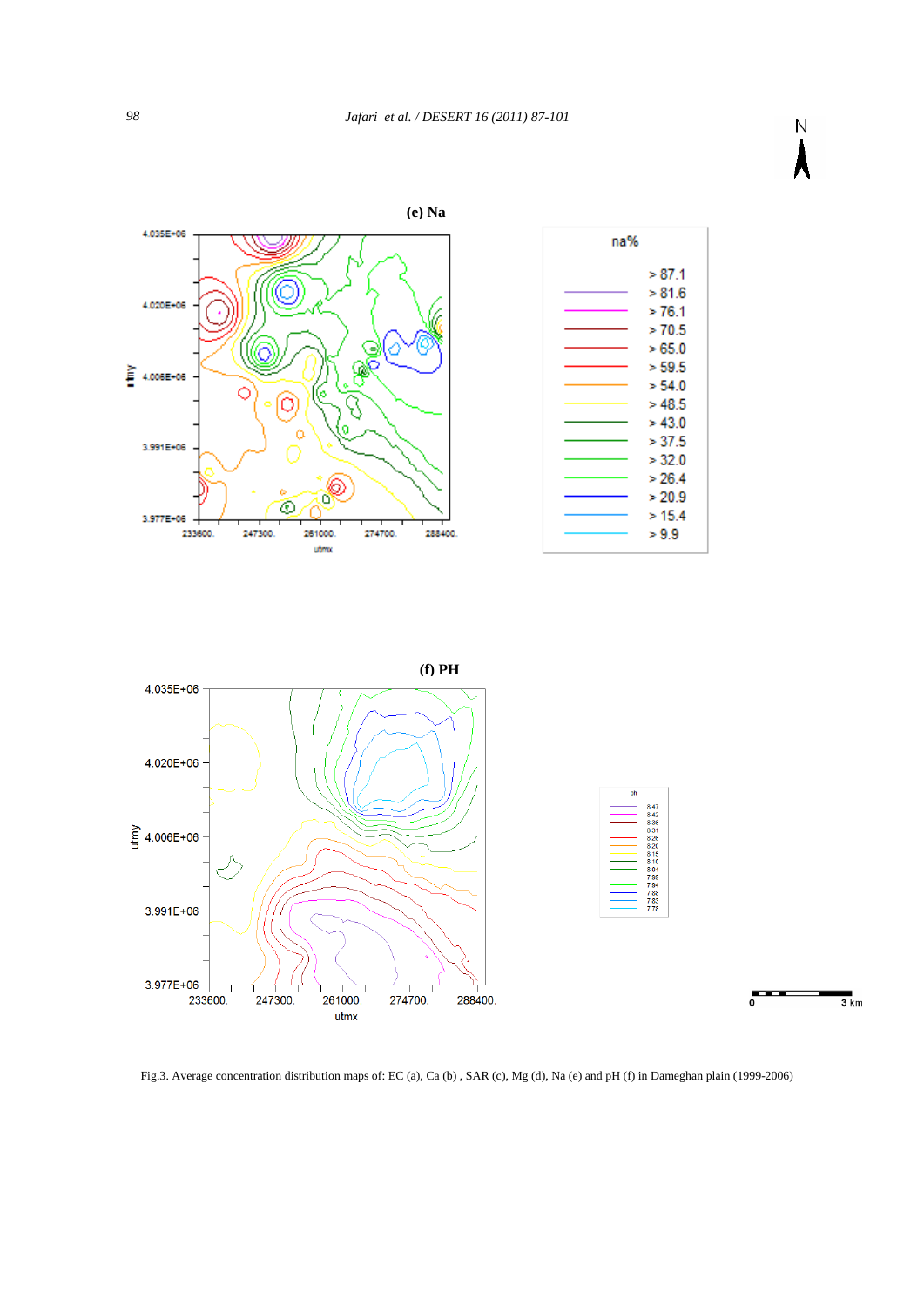(e) Na

(f) PH

Fig.3. Average concentration distribution maps of: EC (a), Ca (b) , SAR (c), Mg (d), Na (e) and pH (f) in Dameghan plain (1999-2006)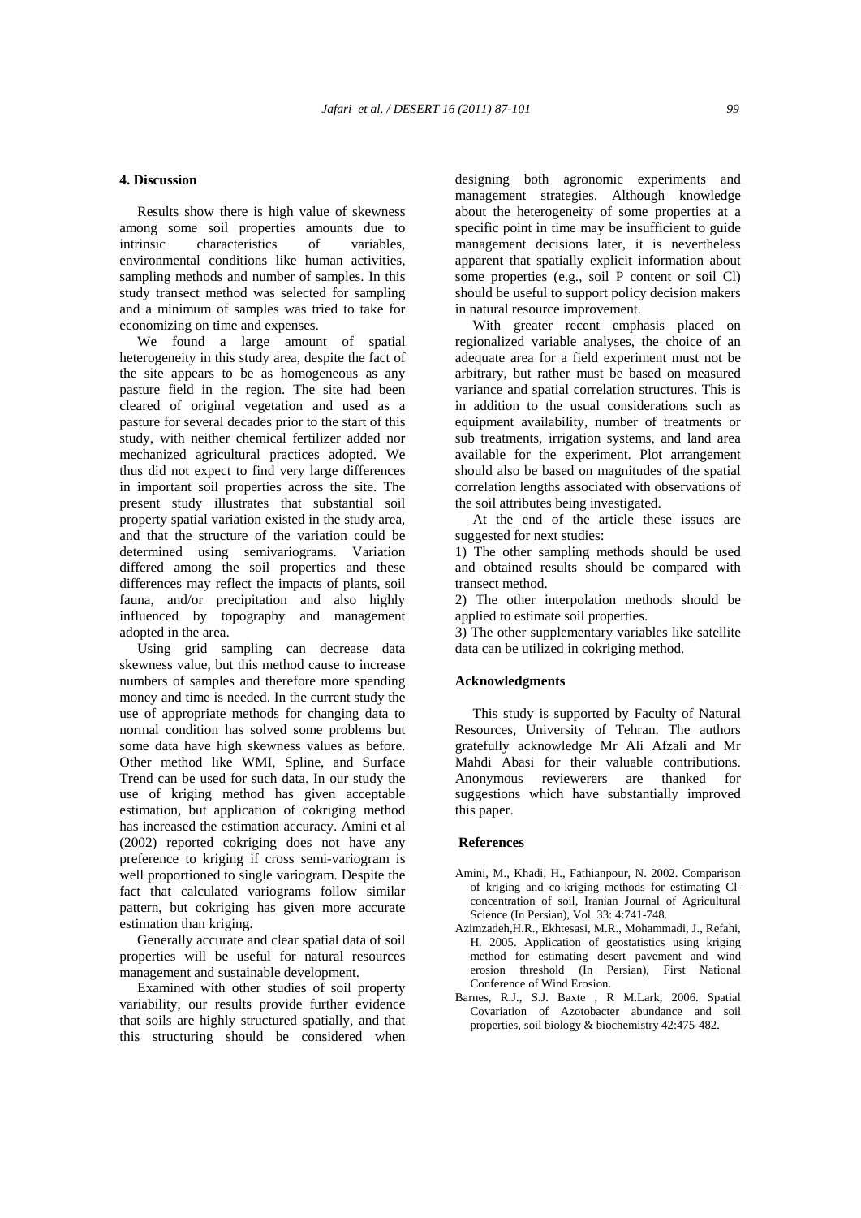## 4. Discussion

Results show there is high value of skewness among some soil properties amounts due to intrinsic characteristics of variables, environmental conditions like human activities, sampling methods and number of samples. In this study transect method was selected for sampling and a minimum of samples was tried to take for economizing on time and expenses.

We found a large amount of spatial heterogeneity in this study area, despite the fact of the site appears to be as homogeneous as any pasture field in the region. The site had been cleared of original vegetation and used as a pasture for several decades prior to the start of this study, with neither chemical fertilizer added nor mechanized agricultural practices adopted. We thus did not expect to find very large differences in important soil properties across the site. The present study illustrates that substantial soil property spatial variation existed in the study area, and that the structure of the variation could be determined using semivariograms. Variation differed among the soil properties and these differences may reflect the impacts of plants, soil fauna, and/or precipitation and also highly influenced by topography and management adopted in the area.

Using grid sampling can decrease data skewness value, but this method cause to increase numbers of samples and therefore more spending money and time is needed. In the current study the use of appropriate methods for changing data to normal condition has solved some problems but some data have high skewness values as before. Other method like WMI, Spline, and Surface Trend can be used for such data. In our study the use of kriging method has given acceptable estimation, but application of cokriging method has increased the estimation accuracy. Amini et al (2002) reported cokriging does not have any preference to kriging if cross semi-variogram is well proportioned to single variogram. Despite the fact that calculated variograms follow similar pattern, but cokriging has given more accurate estimation than kriging.

Generally accurate and clear spatial data of soil properties will be useful for natural resources management and sustainable development.

Examined with other studies of soil property variability, our results provide further evidence that soils are highly structured spatially, and that this structuring should be considered when designing both agronomic experiments and management strategies. Although knowledge about the heterogeneity of some properties at a specific point in time may be insufficient to guide management decisions later, it is nevertheless apparent that spatially explicit information about some properties (e.g., soil P content or soil Cl) should be useful to support policy decision makers in natural resource improvement.

With greater recent emphasis placed on regionalized variable analyses, the choice of an adequate area for a field experiment must not be arbitrary, but rather must be based on measured variance and spatial correlation structures. This is in addition to the usual considerations such as equipment availability, number of treatments or sub treatments, irrigation systems, and land area available for the experiment. Plot arrangement should also be based on magnitudes of the spatial correlation lengths associated with observations of the soil attributes being investigated.

At the end of the article these issues are suggested for next studies:

1) The other sampling methods should be used and obtained results should be compared with transect method.

2) The other interpolation methods should be applied to estimate soil properties.

3) The other supplementary variables like satellite data can be utilized in cokriging method.

## Acknowledgments

This study is supported by Faculty of Natural Resources, University of Tehran. The authors gratefully acknowledge Mr Ali Afzali and Mr Mahdi Abasi for their valuable contributions. Anonymous reviewerers are thanked for suggestions which have substantially improved this paper.

## References

Amini, M., Khadi, H., Fathianpour, N. 2002. Comparison of kriging and co-kriging methods for estimating Cl-concentration of soil, Iranian Journal of Agricultural Science (In Persian), Vol. 33: 4:741-748.

Azimzadeh,H.R., Ekhtesasi, M.R., Mohammadi, J., Refahi, H. 2005. Application of geostatistics using kriging method for estimating desert pavement and wind erosion threshold (In Persian), First National Conference of Wind Erosion.

Barnes, R.J., S.J. Baxte , R M.Lark, 2006. Spatial Covariation of Azotobacter abundance and soil properties, soil biology & biochemistry 42:475-482.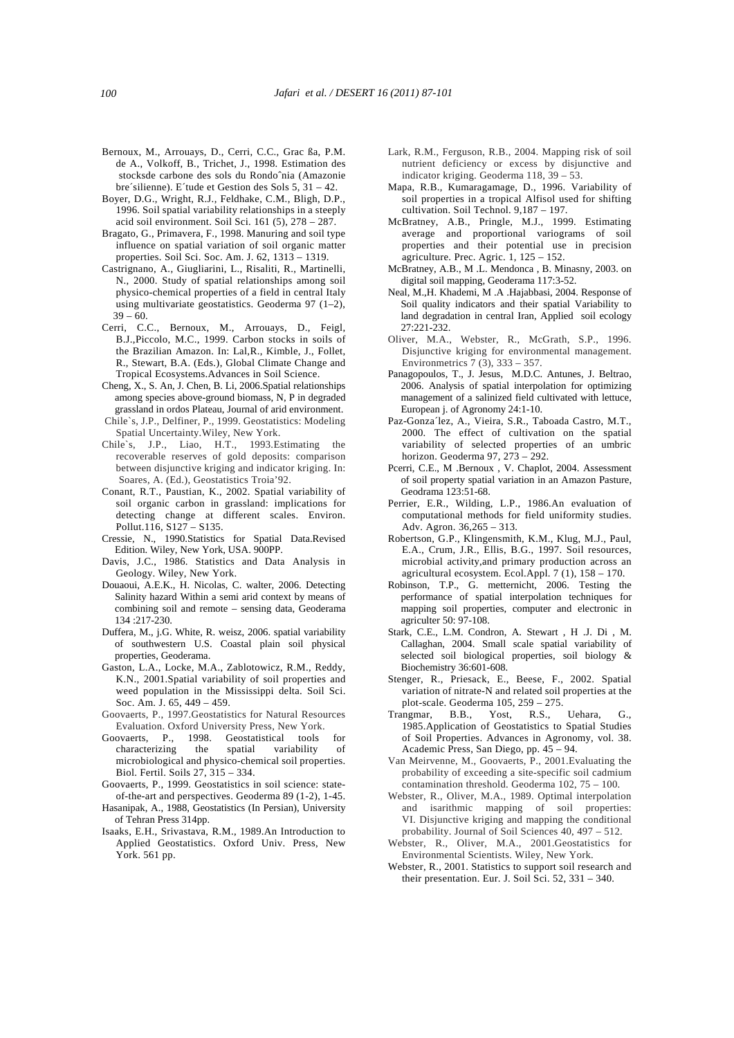Bernoux, M., Arrouays, D., Cerri, C.C., Grac ßa, P.M. de A., Volkoff, B., Trichet, J., 1998. Estimation des stocksde carbone des sols du Rondoˆnia (Amazonie bre´silienne). E´tude et Gestion des Sols 5, 31 – 42.

Boyer, D.G., Wright, R.J., Feldhake, C.M., Bligh, D.P., 1996. Soil spatial variability relationships in a steeply acid soil environment. Soil Sci. 161 (5), 278 – 287.

Bragato, G., Primavera, F., 1998. Manuring and soil type influence on spatial variation of soil organic matter properties. Soil Sci. Soc. Am. J. 62, 1313 – 1319.

Castrignano, A., Giugliarini, L., Risaliti, R., Martinelli, N., 2000. Study of spatial relationships among soil physico-chemical properties of a field in central Italy using multivariate geostatistics. Geoderma 97 (1–2), 39 – 60.

Cerri, C.C., Bernoux, M., Arrouays, D., Feigl, B.J.,Piccolo, M.C., 1999. Carbon stocks in soils of the Brazilian Amazon. In: Lal,R., Kimble, J., Follet, R., Stewart, B.A. (Eds.), Global Climate Change and Tropical Ecosystems.Advances in Soil Science.

Cheng, X., S. An, J. Chen, B. Li, 2006.Spatial relationships among species above-ground biomass, N, P in degraded grassland in ordos Plateau, Journal of arid environment.

Chile`s, J.P., Delfiner, P., 1999. Geostatistics: Modeling Spatial Uncertainty.Wiley, New York.

Chile`s, J.P., Liao, H.T., 1993.Estimating the recoverable reserves of gold deposits: comparison between disjunctive kriging and indicator kriging. In: Soares, A. (Ed.), Geostatistics Troia'92.

Conant, R.T., Paustian, K., 2002. Spatial variability of soil organic carbon in grassland: implications for detecting change at different scales. Environ. Pollut.116, S127 – S135.

Cressie, N., 1990.Statistics for Spatial Data.Revised Edition. Wiley, New York, USA. 900PP.

Davis, J.C., 1986. Statistics and Data Analysis in Geology. Wiley, New York.

Douaoui, A.E.K., H. Nicolas, C. walter, 2006. Detecting Salinity hazard Within a semi arid context by means of combining soil and remote – sensing data, Geoderama 134 :217-230.

Duffera, M., j.G. White, R. weisz, 2006. spatial variability of southwestern U.S. Coastal plain soil physical properties, Geoderama.

Gaston, L.A., Locke, M.A., Zablotowicz, R.M., Reddy, K.N., 2001.Spatial variability of soil properties and weed population in the Mississippi delta. Soil Sci. Soc. Am. J. 65, 449 – 459.

Goovaerts, P., 1997.Geostatistics for Natural Resources Evaluation. Oxford University Press, New York.

Goovaerts, P., 1998. Geostatistical tools for characterizing the spatial variability of microbiological and physico-chemical soil properties. Biol. Fertil. Soils 27, 315 – 334.

Goovaerts, P., 1999. Geostatistics in soil science: state-of-the-art and perspectives. Geoderma 89 (1-2), 1-45.

Hasanipak, A., 1988, Geostatistics (In Persian), University of Tehran Press 314pp.

Isaaks, E.H., Srivastava, R.M., 1989.An Introduction to Applied Geostatistics. Oxford Univ. Press, New York. 561 pp.

Lark, R.M., Ferguson, R.B., 2004. Mapping risk of soil nutrient deficiency or excess by disjunctive and indicator kriging. Geoderma 118, 39 – 53.

Mapa, R.B., Kumaragamage, D., 1996. Variability of soil properties in a tropical Alfisol used for shifting cultivation. Soil Technol. 9,187 – 197.

McBratney, A.B., Pringle, M.J., 1999. Estimating average and proportional variograms of soil properties and their potential use in precision agriculture. Prec. Agric. 1, 125 – 152.

McBratney, A.B., M .L. Mendonca , B. Minasny, 2003. on digital soil mapping, Geoderama 117:3-52.

Neal, M.,H. Khademi, M .A .Hajabbasi, 2004. Response of Soil quality indicators and their spatial Variability to land degradation in central Iran, Applied soil ecology 27:221-232.

Oliver, M.A., Webster, R., McGrath, S.P., 1996. Disjunctive kriging for environmental management. Environmetrics 7 (3), 333 – 357.

Panagopoulos, T., J. Jesus, M.D.C. Antunes, J. Beltrao, 2006. Analysis of spatial interpolation for optimizing management of a salinized field cultivated with lettuce, European j. of Agronomy 24:1-10.

Paz-Gonza´lez, A., Vieira, S.R., Taboada Castro, M.T., 2000. The effect of cultivation on the spatial variability of selected properties of an umbric horizon. Geoderma 97, 273 – 292.

Pcerri, C.E., M .Bernoux , V. Chaplot, 2004. Assessment of soil property spatial variation in an Amazon Pasture, Geodrama 123:51-68.

Perrier, E.R., Wilding, L.P., 1986.An evaluation of computational methods for field uniformity studies. Adv. Agron. 36,265 – 313.

Robertson, G.P., Klingensmith, K.M., Klug, M.J., Paul, E.A., Crum, J.R., Ellis, B.G., 1997. Soil resources, microbial activity,and primary production across an agricultural ecosystem. Ecol.Appl. 7 (1), 158 – 170.

Robinson, T.P., G. metternicht, 2006. Testing the performance of spatial interpolation techniques for mapping soil properties, computer and electronic in agriculter 50: 97-108.

Stark, C.E., L.M. Condron, A. Stewart , H .J. Di , M. Callaghan, 2004. Small scale spatial variability of selected soil biological properties, soil biology & Biochemistry 36:601-608.

Stenger, R., Priesack, E., Beese, F., 2002. Spatial variation of nitrate-N and related soil properties at the plot-scale. Geoderma 105, 259 – 275.

Trangmar, B.B., Yost, R.S., Uehara, G., 1985.Application of Geostatistics to Spatial Studies of Soil Properties. Advances in Agronomy, vol. 38. Academic Press, San Diego, pp. 45 – 94.

Van Meirvenne, M., Goovaerts, P., 2001.Evaluating the probability of exceeding a site-specific soil cadmium contamination threshold. Geoderma 102, 75 – 100.

Webster, R., Oliver, M.A., 1989. Optimal interpolation and isarithmic mapping of soil properties: VI. Disjunctive kriging and mapping the conditional probability. Journal of Soil Sciences 40, 497 – 512.

Webster, R., Oliver, M.A., 2001.Geostatistics for Environmental Scientists. Wiley, New York.

Webster, R., 2001. Statistics to support soil research and their presentation. Eur. J. Soil Sci. 52, 331 – 340.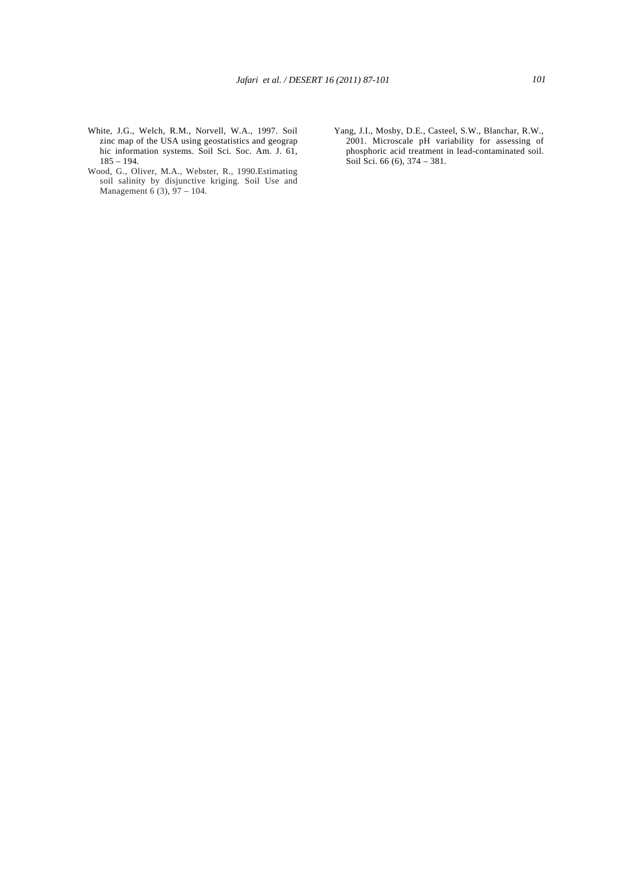White, J.G., Welch, R.M., Norvell, W.A., 1997. Soil zinc map of the USA using geostatistics and geograp hic information systems. Soil Sci. Soc. Am. J. 61, 185 – 194.

Wood, G., Oliver, M.A., Webster, R., 1990.Estimating soil salinity by disjunctive kriging. Soil Use and Management 6 (3), 97 – 104.

Yang, J.I., Mosby, D.E., Casteel, S.W., Blanchar, R.W., 2001. Microscale pH variability for assessing of phosphoric acid treatment in lead-contaminated soil. Soil Sci. 66 (6), 374 – 381.